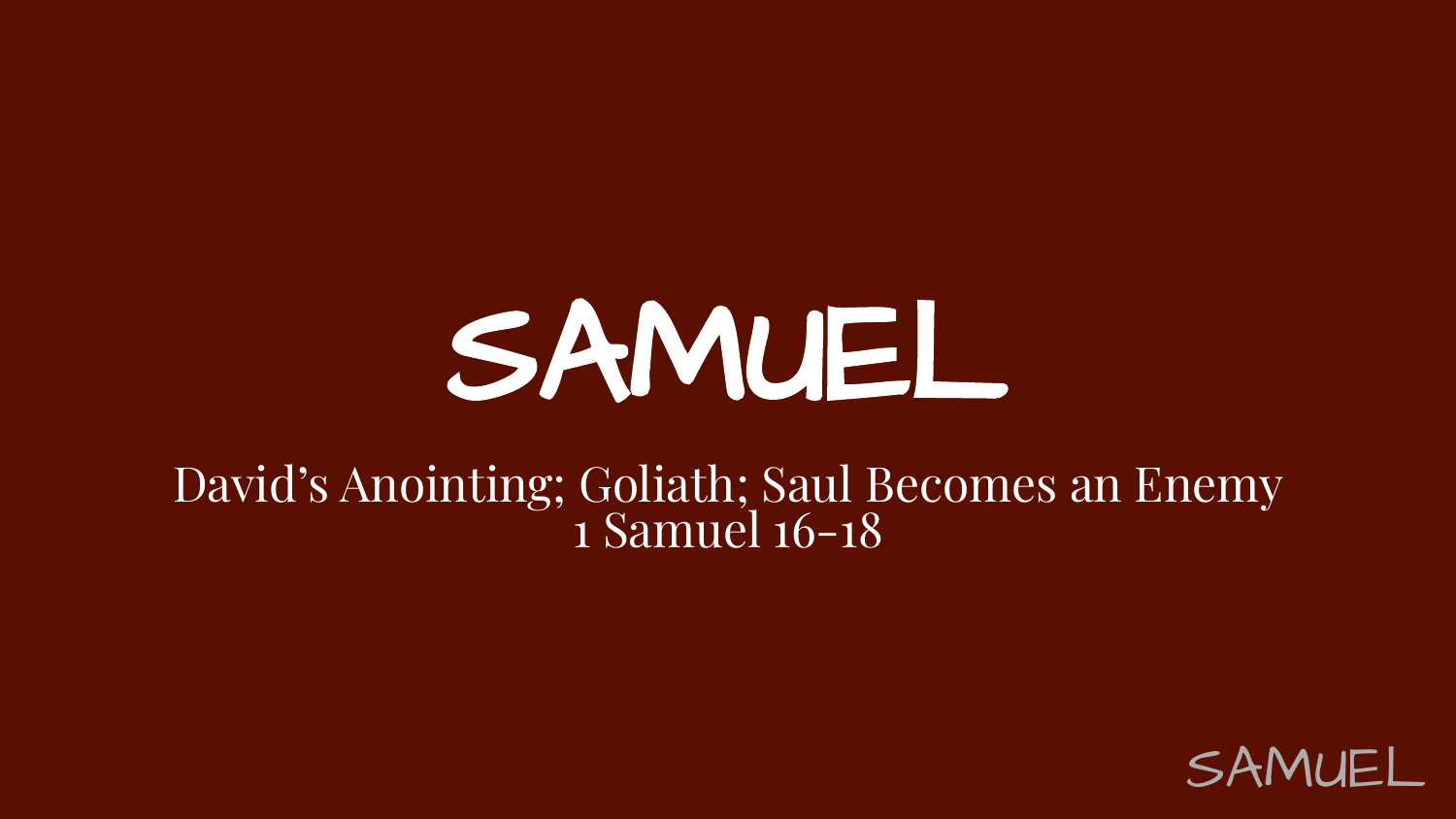# SAMUEL

David’s Anointing; Goliath; Saul Becomes an Enemy
1 Samuel 16-18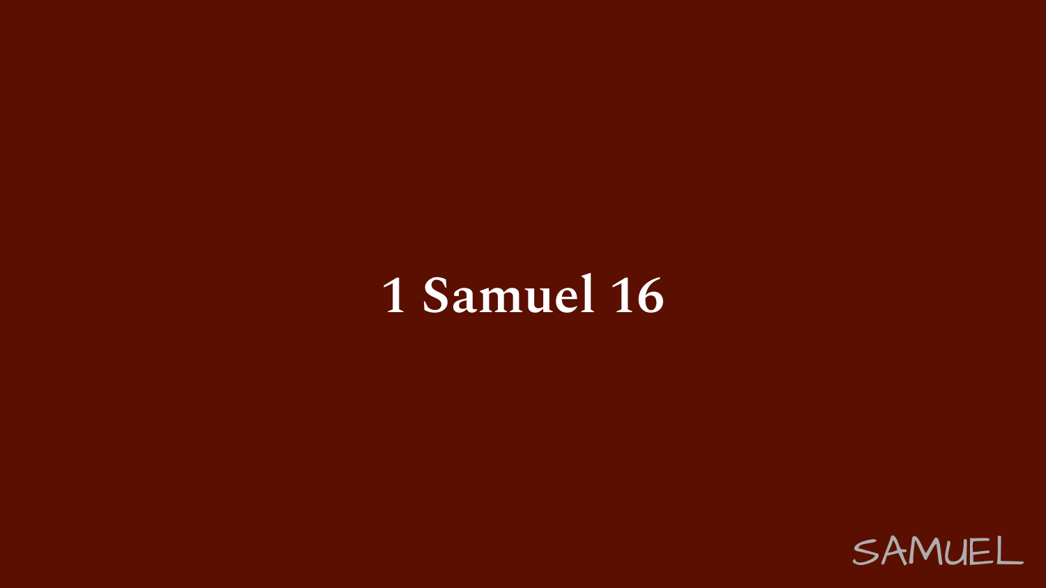# 1 Samuel 16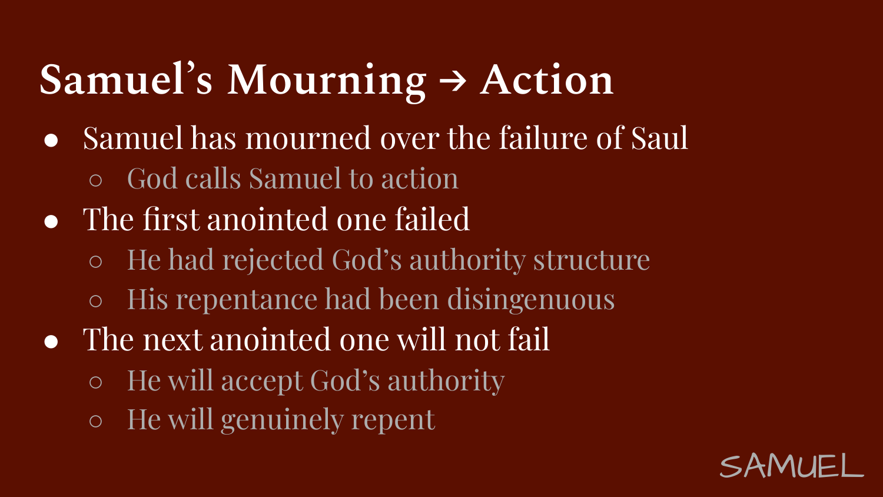# Samuel's Mourning → Action

- Samuel has mourned over the failure of Saul
  - God calls Samuel to action
- The first anointed one failed
  - He had rejected God's authority structure
  - His repentance had been disingenuous
- The next anointed one will not fail
  - He will accept God's authority
  - He will genuinely repent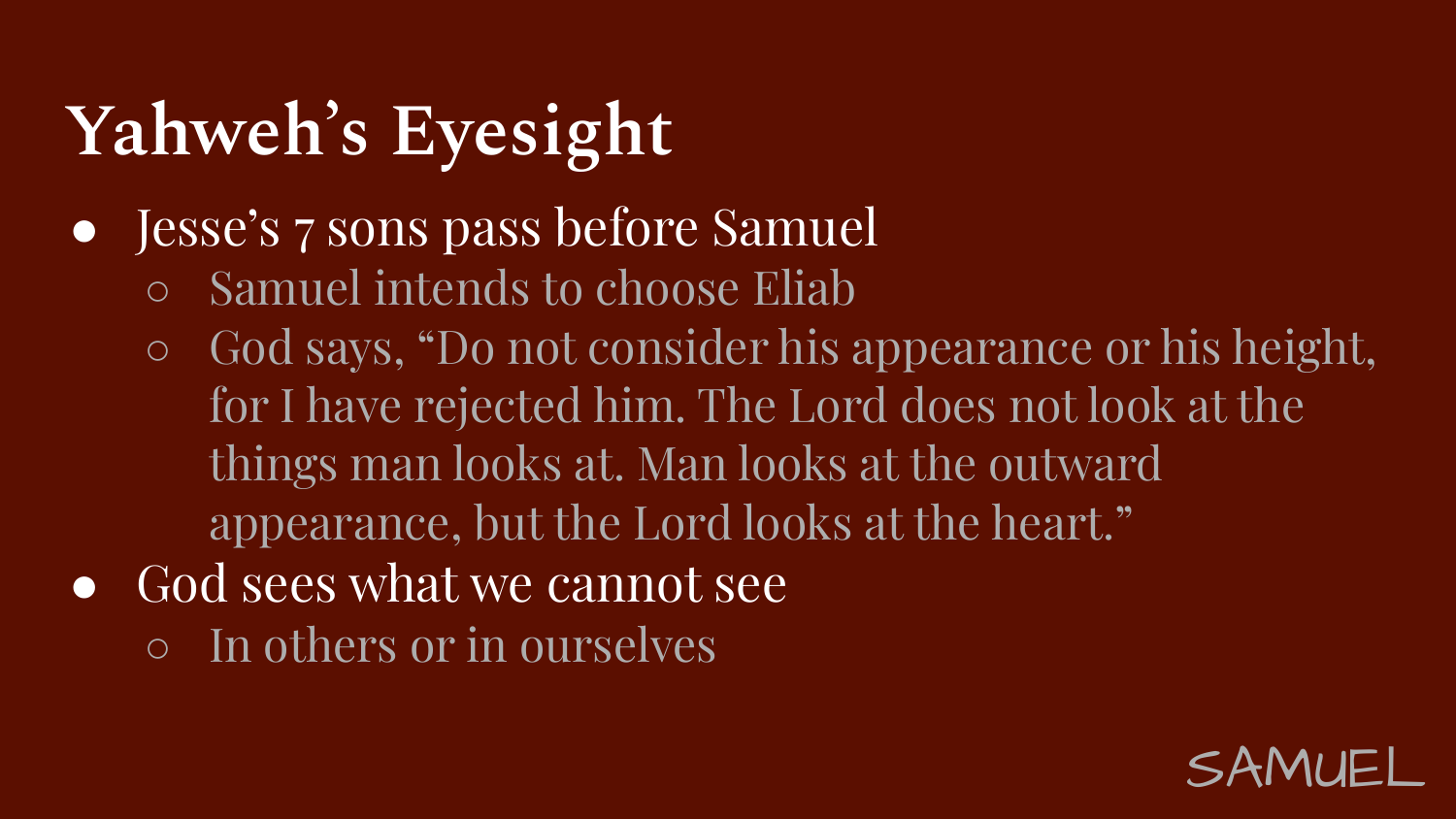# Yahweh's Eyesight

- Jesse's 7 sons pass before Samuel
  - Samuel intends to choose Eliab
  - God says, "Do not consider his appearance or his height, for I have rejected him. The Lord does not look at the things man looks at. Man looks at the outward appearance, but the Lord looks at the heart."
- God sees what we cannot see
  - In others or in ourselves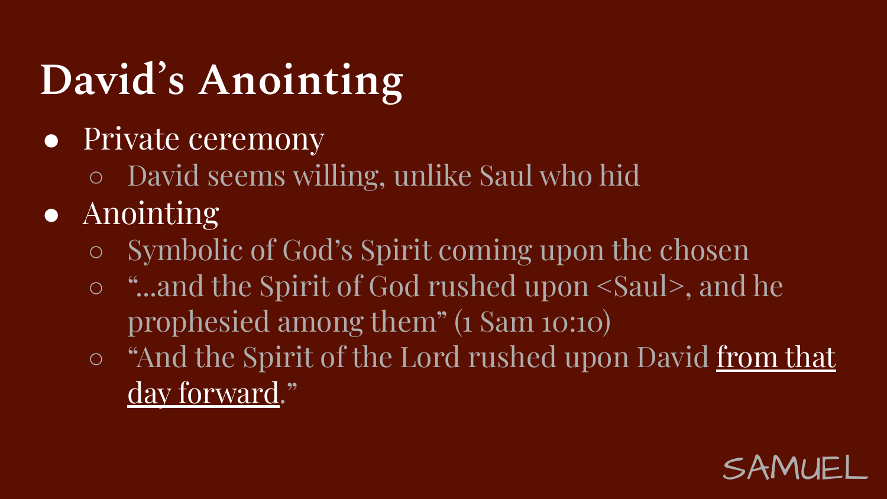# David's Anointing

- Private ceremony
    - David seems willing, unlike Saul who hid
- Anointing
    - Symbolic of God's Spirit coming upon the chosen
    - "...and the Spirit of God rushed upon <Saul>, and he prophesied among them" (1 Sam 10:10)
    - "And the Spirit of the Lord rushed upon David <u>from that day forward</u>."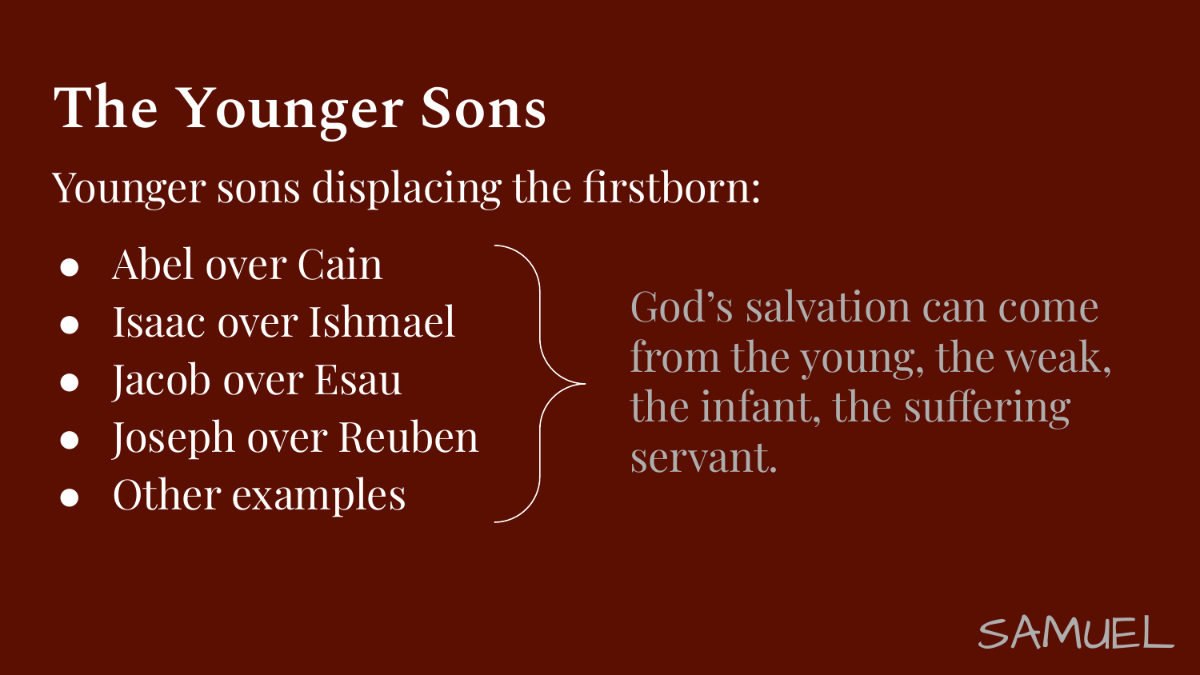# The Younger Sons

Younger sons displacing the firstborn:

- Abel over Cain
- Isaac over Ishmael
- Jacob over Esau
- Joseph over Reuben
- Other examples

God's salvation can come from the young, the weak, the infant, the suffering servant.

SAMUEL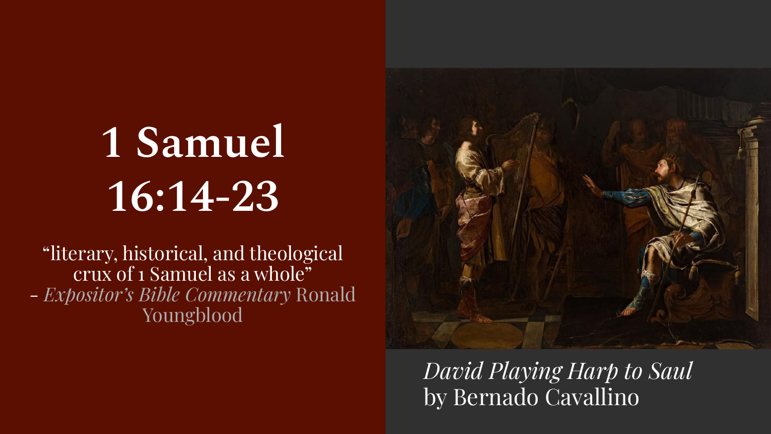# 1 Samuel 16:14-23

"literary, historical, and theological crux of 1 Samuel as a whole"
- *Expositor's Bible Commentary* Ronald Youngblood

*David Playing Harp to Saul*
by Bernado Cavallino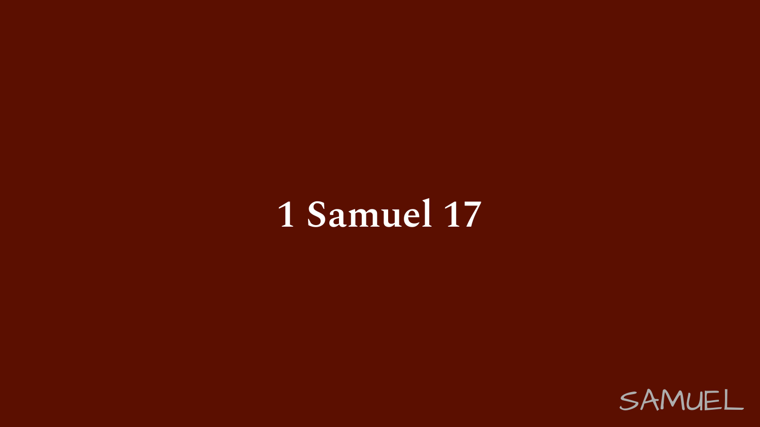# 1 Samuel 17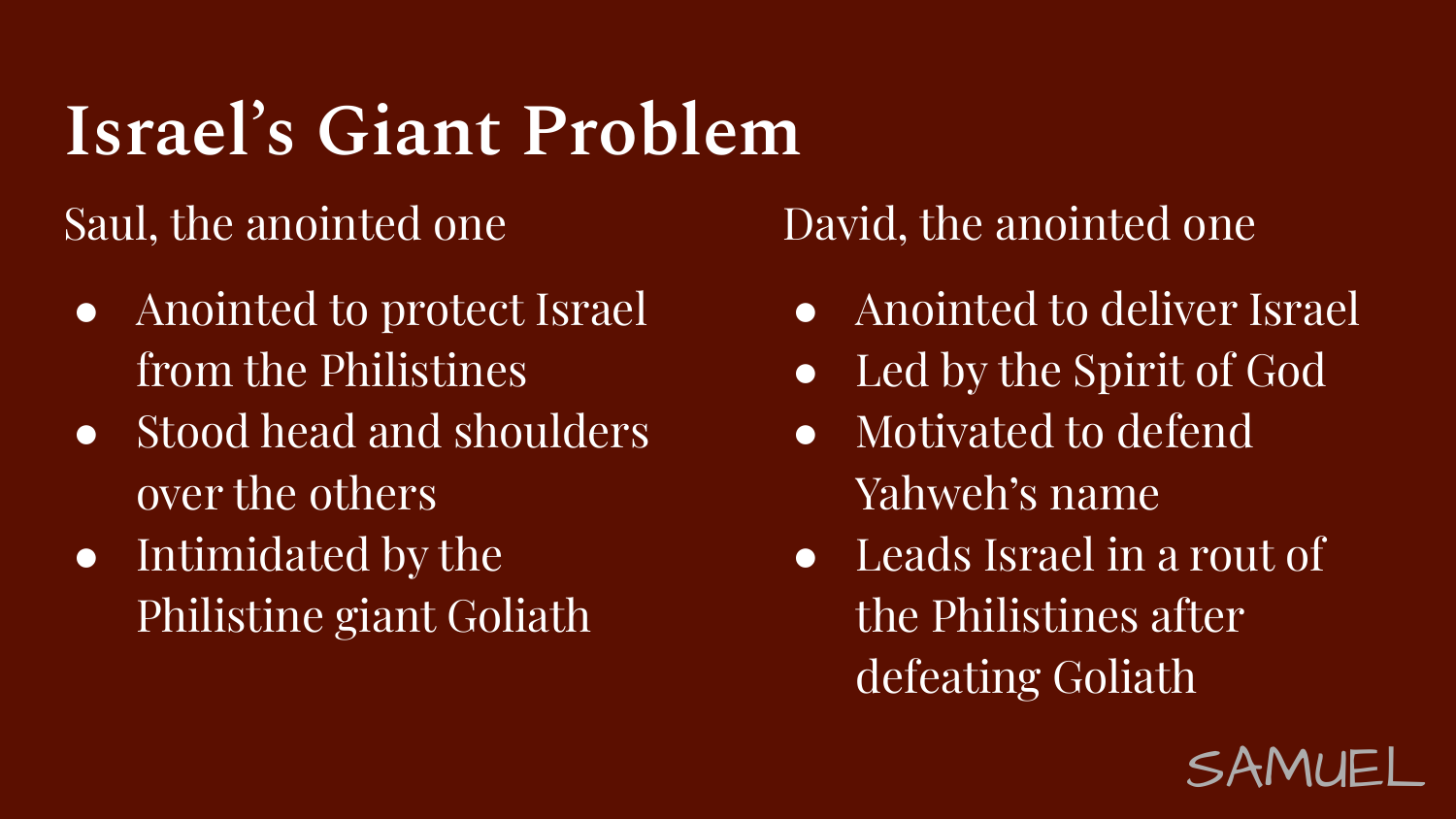# Israel's Giant Problem

Saul, the anointed one

- Anointed to protect Israel from the Philistines
- Stood head and shoulders over the others
- Intimidated by the Philistine giant Goliath

David, the anointed one

- Anointed to deliver Israel
- Led by the Spirit of God
- Motivated to defend Yahweh's name
- Leads Israel in a rout of the Philistines after defeating Goliath

SAMUEL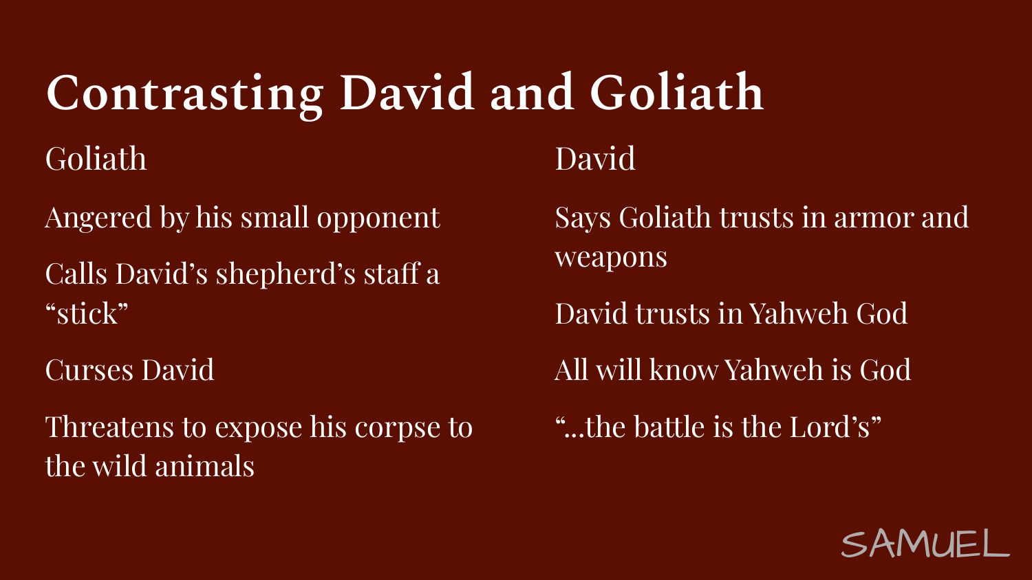# Contrasting David and Goliath

## Goliath

Angered by his small opponent

Calls David's shepherd's staff a "stick"

Curses David

Threatens to expose his corpse to the wild animals

## David

Says Goliath trusts in armor and weapons

David trusts in Yahweh God

All will know Yahweh is God

"...the battle is the Lord's"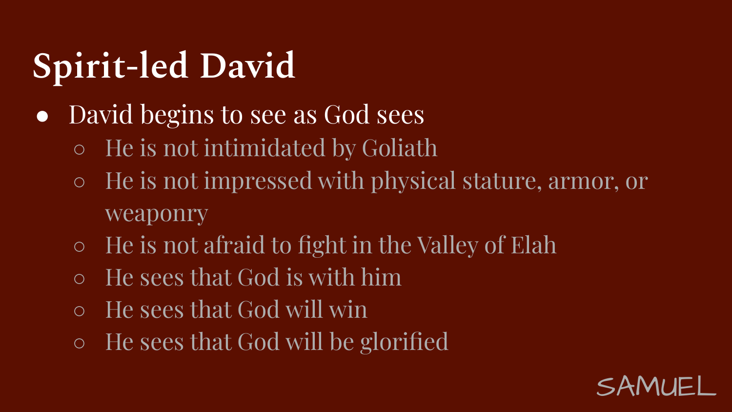# Spirit-led David

- David begins to see as God sees
  - He is not intimidated by Goliath
  - He is not impressed with physical stature, armor, or weaponry
  - He is not afraid to fight in the Valley of Elah
  - He sees that God is with him
  - He sees that God will win
  - He sees that God will be glorified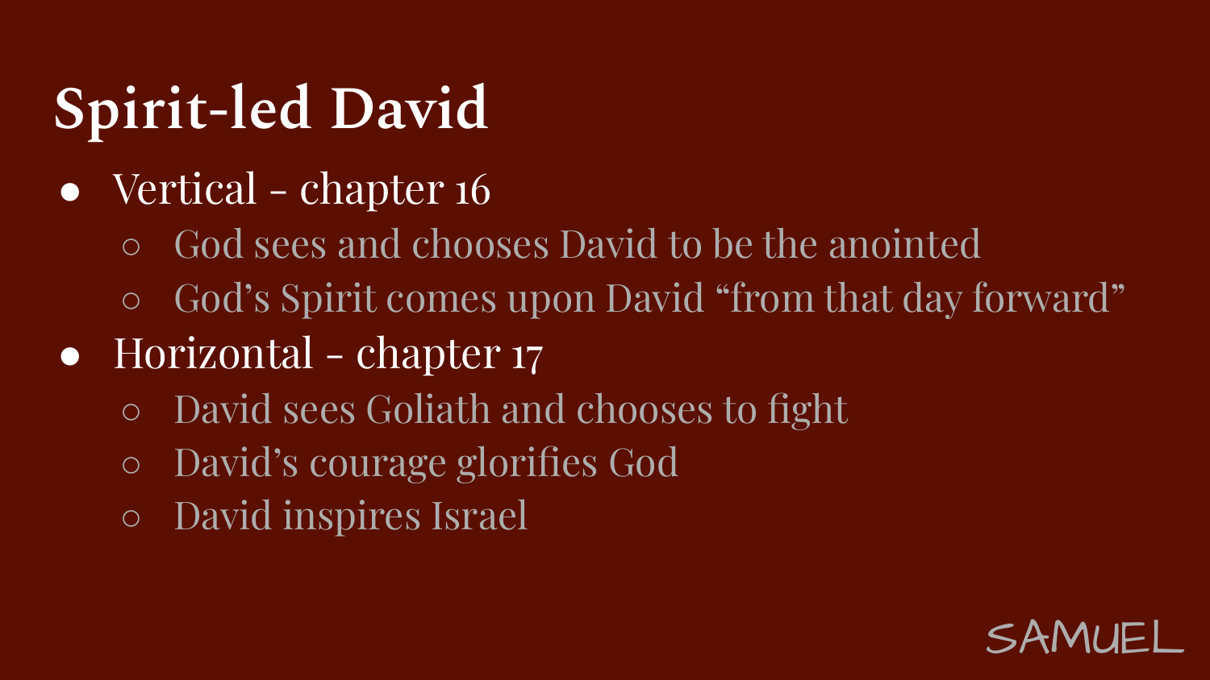# Spirit-led David

- Vertical - chapter 16
  - God sees and chooses David to be the anointed
  - God's Spirit comes upon David "from that day forward"
- Horizontal - chapter 17
  - David sees Goliath and chooses to fight
  - David's courage glorifies God
  - David inspires Israel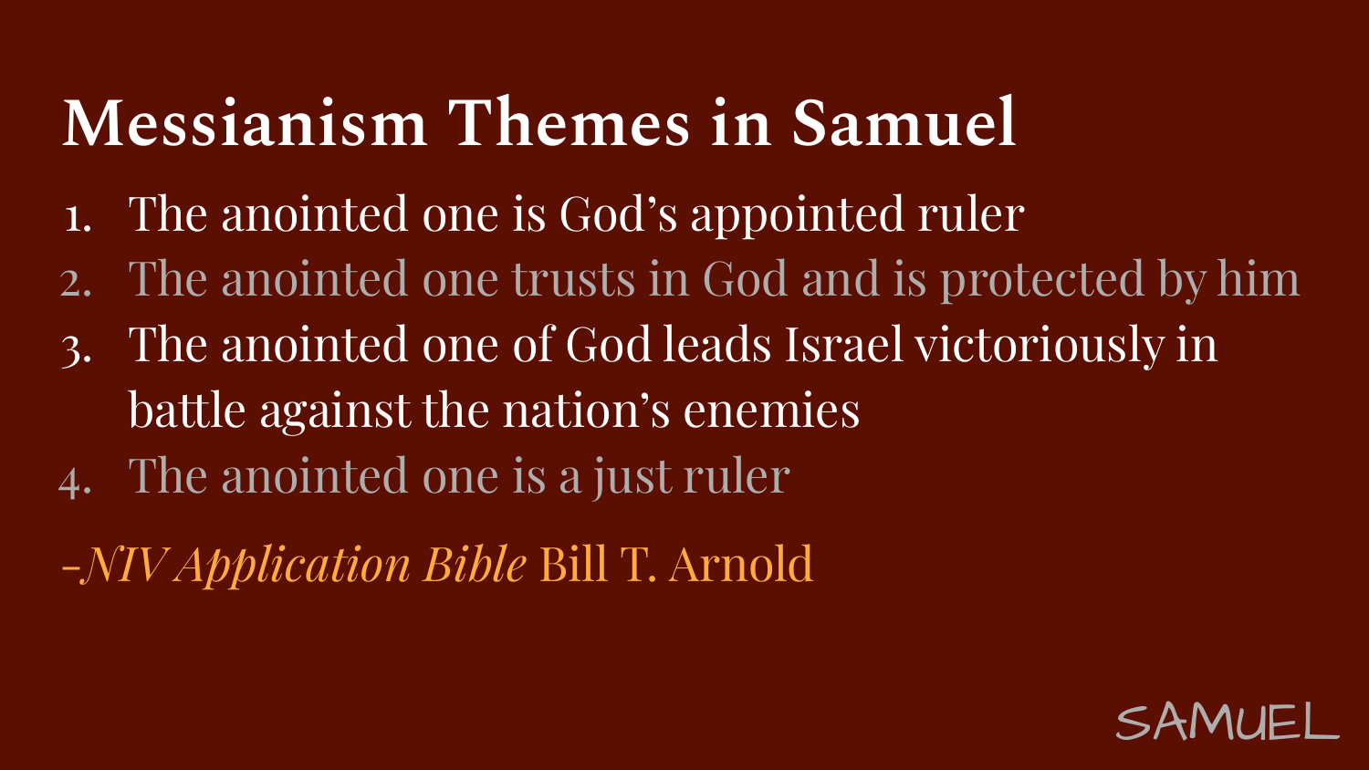# Messianism Themes in Samuel

1. The anointed one is God's appointed ruler
2. The anointed one trusts in God and is protected by him
3. The anointed one of God leads Israel victoriously in battle against the nation's enemies
4. The anointed one is a just ruler

-*NIV Application Bible* Bill T. Arnold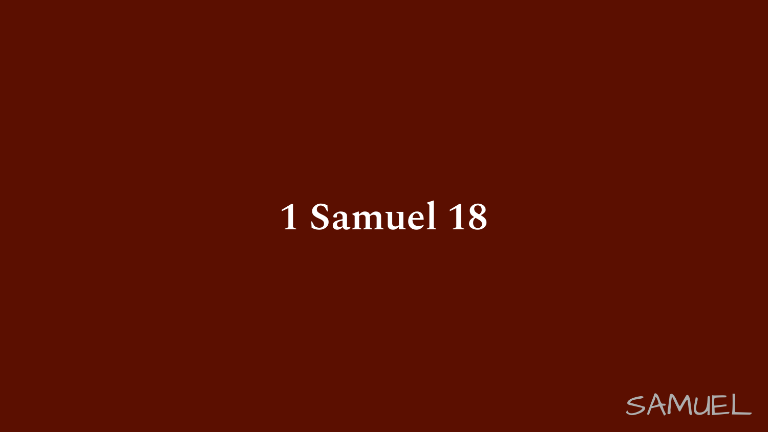# 1 Samuel 18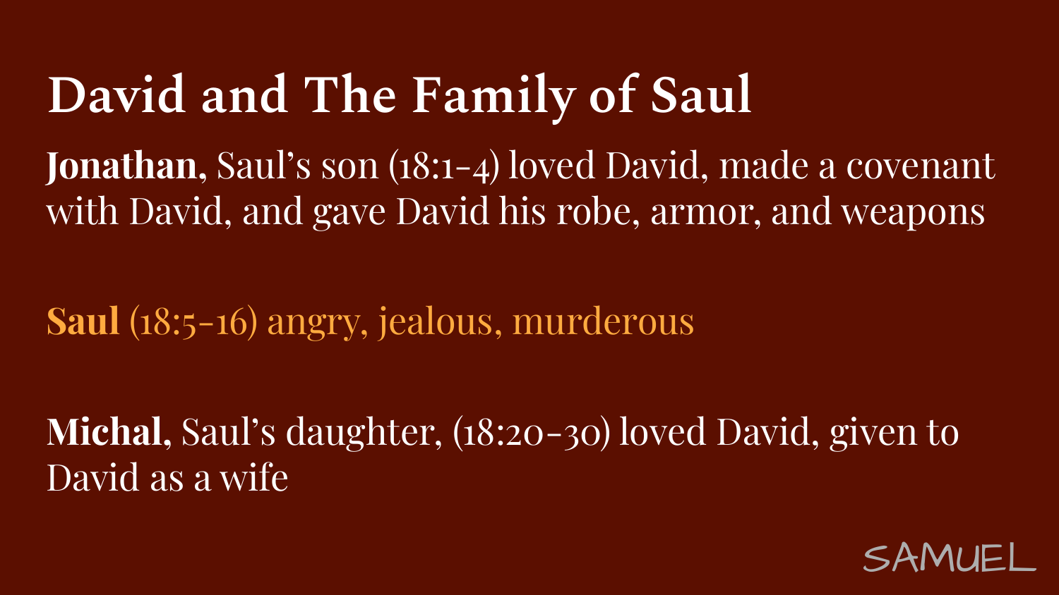# David and The Family of Saul

**Jonathan,** Saul's son (18:1-4) loved David, made a covenant with David, and gave David his robe, armor, and weapons

**Saul** (18:5-16) angry, jealous, murderous

**Michal,** Saul's daughter, (18:20-30) loved David, given to David as a wife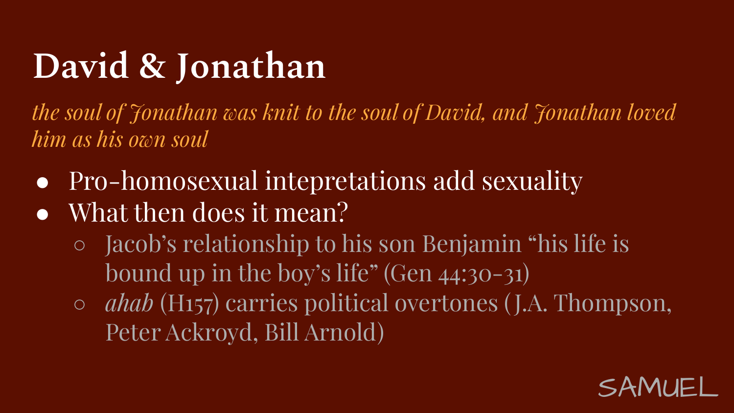# David & Jonathan

*the soul of Jonathan was knit to the soul of David, and Jonathan loved him as his own soul*

- Pro-homosexual intepretations add sexuality
- What then does it mean?
  - Jacob's relationship to his son Benjamin "his life is bound up in the boy's life" (Gen 44:30-31)
  - *ahab* (H157) carries political overtones (J.A. Thompson, Peter Ackroyd, Bill Arnold)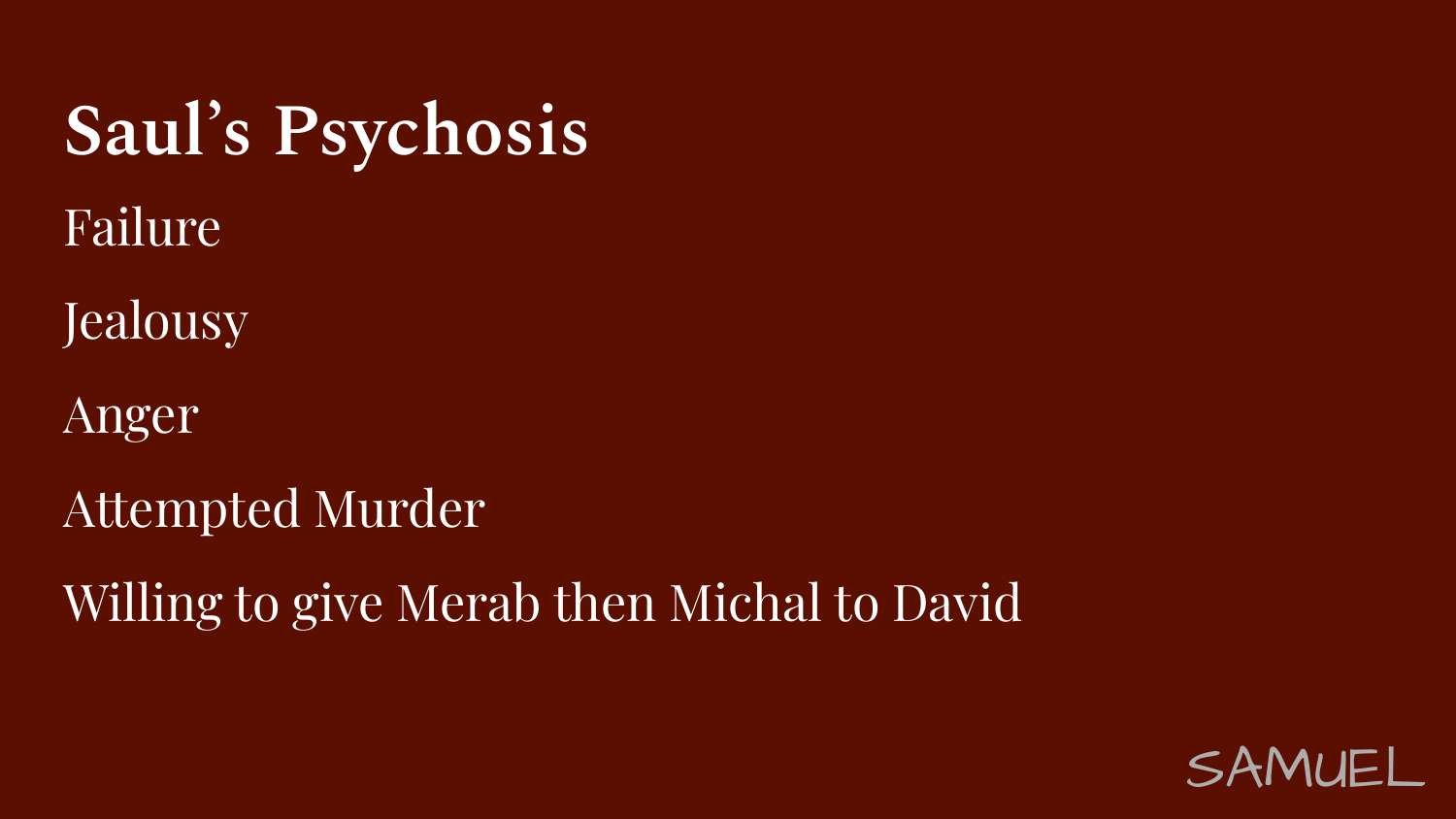# Saul's Psychosis

Failure

Jealousy

Anger

Attempted Murder

Willing to give Merab then Michal to David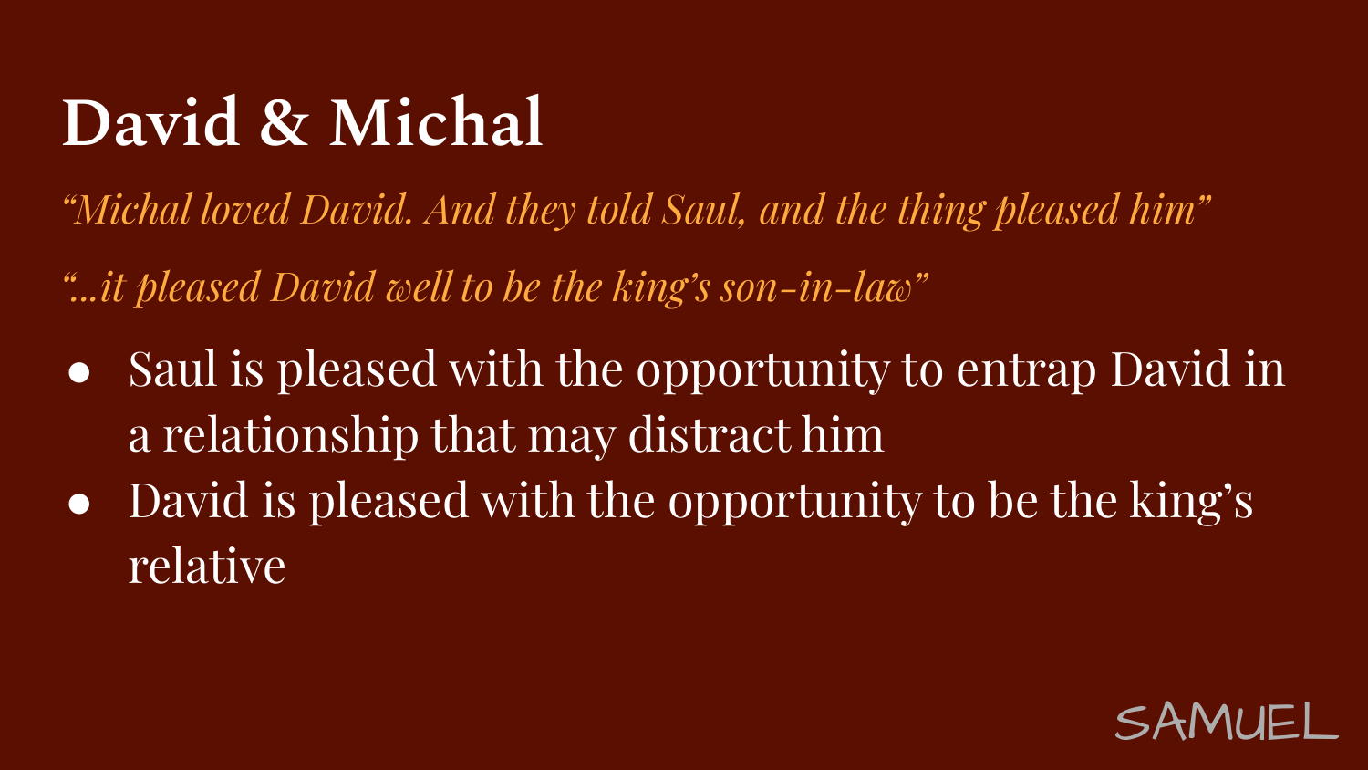# David & Michal

*"Michal loved David. And they told Saul, and the thing pleased him"*

*"...it pleased David well to be the king's son-in-law"*

- Saul is pleased with the opportunity to entrap David in a relationship that may distract him
- David is pleased with the opportunity to be the king's relative